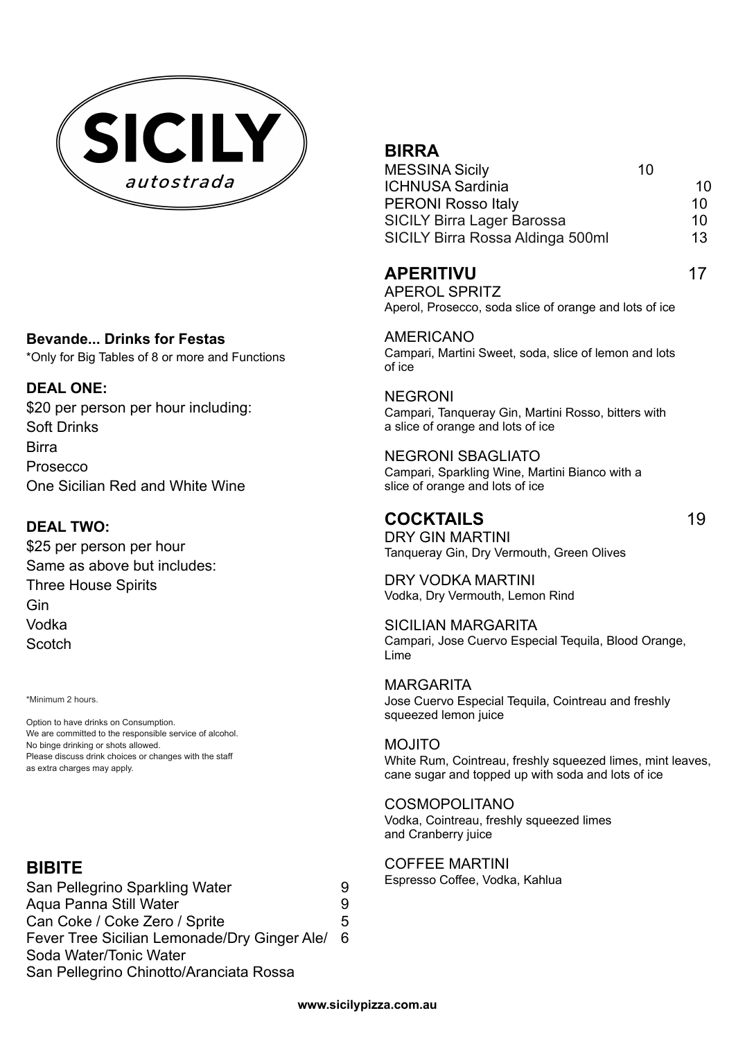# SICILY

*autostrada*

## Bevande... Drinks for Festas

*Only for Big Tables of 8 or more and Functions

### DEAL ONE:

$20 per person per hour including:
Soft Drinks
Birra
Prosecco
One Sicilian Red and White Wine

### DEAL TWO:

$25 per person per hour
Same as above but includes:
Three House Spirits
Gin
Vodka
Scotch

*Minimum 2 hours.

Option to have drinks on Consumption.
We are committed to the responsible service of alcohol.
No binge drinking or shots allowed.
Please discuss drink choices or changes with the staff as extra charges may apply.

## BIBITE

| | |
|---|---|
| San Pellegrino Sparkling Water | 9 |
| Aqua Panna Still Water | 9 |
| Can Coke / Coke Zero / Sprite | 5 |
| Fever Tree Sicilian Lemonade/Dry Ginger Ale/ Soda Water/Tonic Water San Pellegrino Chinotto/Aranciata Rossa | 6 |

## BIRRA

| | |
|---|---|
| MESSINA Sicily | 10 |
| ICHNUSA Sardinia | 10 |
| PERONI Rosso Italy | 10 |
| SICILY Birra Lager Barossa | 10 |
| SICILY Birra Rossa Aldinga 500ml | 13 |

## APERITIVU 17

APEROL SPRITZ
Aperol, Prosecco, soda slice of orange and lots of ice

AMERICANO
Campari, Martini Sweet, soda, slice of lemon and lots of ice

NEGRONI
Campari, Tanqueray Gin, Martini Rosso, bitters with a slice of orange and lots of ice

NEGRONI SBAGLIATO
Campari, Sparkling Wine, Martini Bianco with a slice of orange and lots of ice

## COCKTAILS 19

DRY GIN MARTINI
Tanqueray Gin, Dry Vermouth, Green Olives

DRY VODKA MARTINI
Vodka, Dry Vermouth, Lemon Rind

SICILIAN MARGARITA
Campari, Jose Cuervo Especial Tequila, Blood Orange, Lime

MARGARITA
Jose Cuervo Especial Tequila, Cointreau and freshly squeezed lemon juice

MOJITO
White Rum, Cointreau, freshly squeezed limes, mint leaves, cane sugar and topped up with soda and lots of ice

COSMOPOLITANO
Vodka, Cointreau, freshly squeezed limes and Cranberry juice

COFFEE MARTINI
Espresso Coffee, Vodka, Kahlua

**www.sicilypizza.com.au**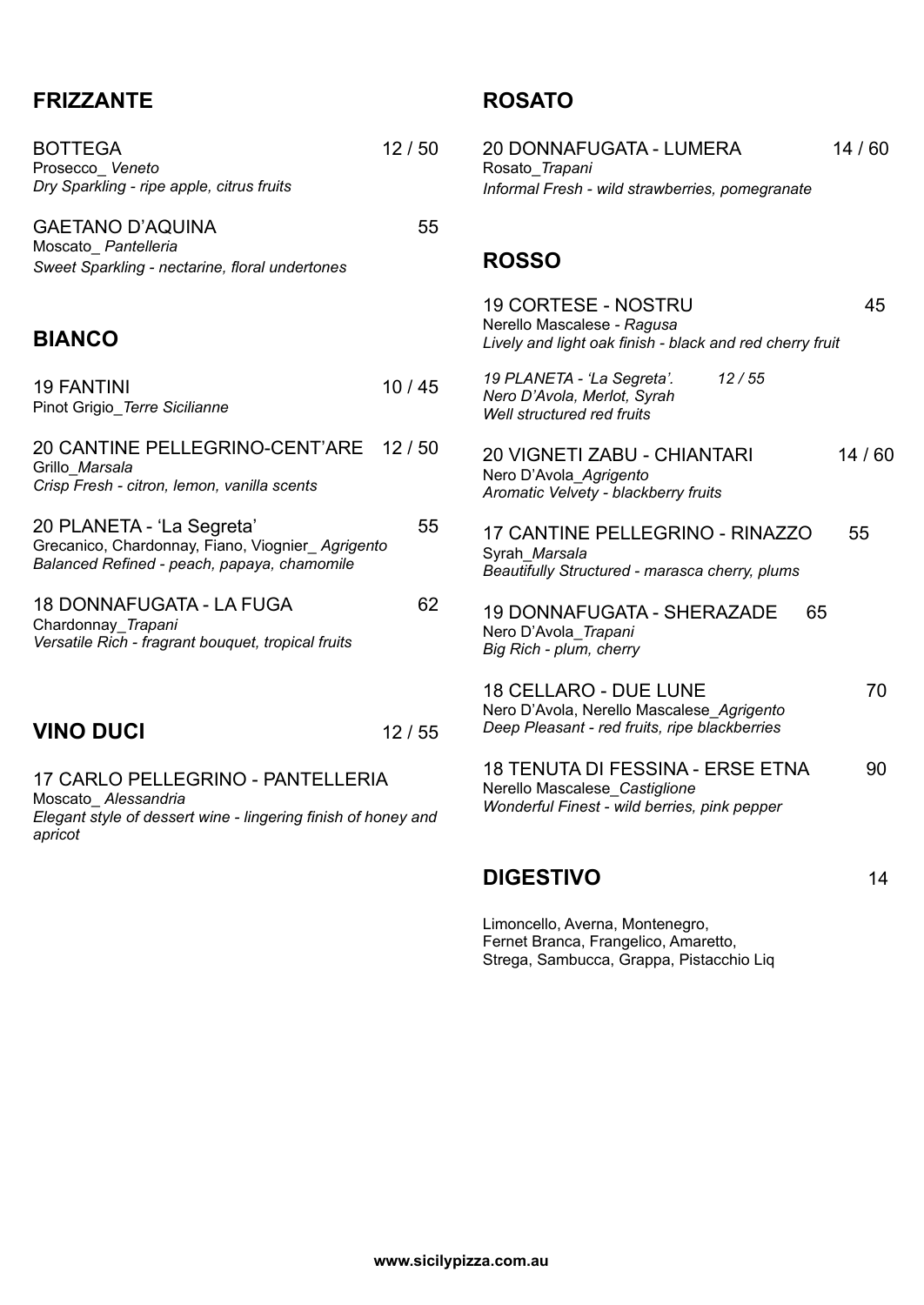## FRIZZANTE

BOTTEGA 12 / 50
Prosecco_ *Veneto*
*Dry Sparkling - ripe apple, citrus fruits*

GAETANO D'AQUINA 55
Moscato_ *Pantelleria*
*Sweet Sparkling - nectarine, floral undertones*

## BIANCO

19 FANTINI 10 / 45
Pinot Grigio_*Terre Sicilianne*

20 CANTINE PELLEGRINO-CENT'ARE 12 / 50
Grillo_*Marsala*
*Crisp Fresh - citron, lemon, vanilla scents*

20 PLANETA - 'La Segreta' 55
Grecanico, Chardonnay, Fiano, Viognier_ *Agrigento*
*Balanced Refined - peach, papaya, chamomile*

18 DONNAFUGATA - LA FUGA 62
Chardonnay_*Trapani*
*Versatile Rich - fragrant bouquet, tropical fruits*

## VINO DUCI 12 / 55

17 CARLO PELLEGRINO - PANTELLERIA
Moscato_ *Alessandria*
*Elegant style of dessert wine - lingering finish of honey and apricot*

## ROSATO

20 DONNAFUGATA - LUMERA 14 / 60
Rosato_*Trapani*
*Informal Fresh - wild strawberries, pomegranate*

## ROSSO

19 CORTESE - NOSTRU 45
Nerello Mascalese - *Ragusa*
*Lively and light oak finish - black and red cherry fruit*

*19 PLANETA - 'La Segreta'. 12 / 55*
*Nero D'Avola, Merlot, Syrah*
*Well structured red fruits*

20 VIGNETI ZABU - CHIANTARI 14 / 60
Nero D'Avola_*Agrigento*
*Aromatic Velvety - blackberry fruits*

17 CANTINE PELLEGRINO - RINAZZO 55
Syrah_*Marsala*
*Beautifully Structured - marasca cherry, plums*

19 DONNAFUGATA - SHERAZADE 65
Nero D'Avola_*Trapani*
*Big Rich - plum, cherry*

18 CELLARO - DUE LUNE 70
Nero D'Avola, Nerello Mascalese_*Agrigento*
*Deep Pleasant - red fruits, ripe blackberries*

18 TENUTA DI FESSINA - ERSE ETNA 90
Nerello Mascalese_*Castiglione*
*Wonderful Finest - wild berries, pink pepper*

## DIGESTIVO 14

Limoncello, Averna, Montenegro,
Fernet Branca, Frangelico, Amaretto,
Strega, Sambucca, Grappa, Pistacchio Liq

**www.sicilypizza.com.au**